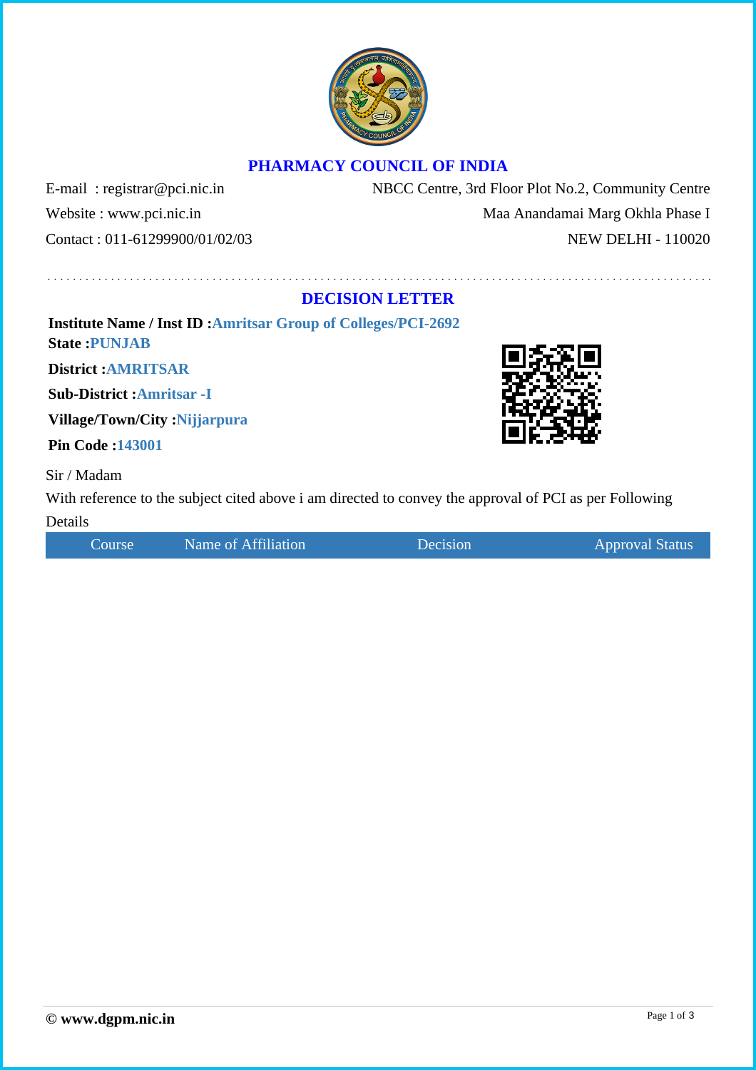# PHARMACY COUNCIL OF INDIA

E-mail : registrar@pci.nic.in
Website : www.pci.nic.in
Contact : 011-61299900/01/02/03

NBCC Centre, 3rd Floor Plot No.2, Community Centre
Maa Anandamai Marg Okhla Phase I
NEW DELHI - 110020

## DECISION LETTER

**Institute Name / Inst ID :** **Amritsar Group of Colleges/PCI-2692**
**State :** **PUNJAB**
**District :** **AMRITSAR**
**Sub-District :** **Amritsar -I**
**Village/Town/City :** **Nijjarpura**
**Pin Code :** **143001**

Sir / Madam

With reference to the subject cited above i am directed to convey the approval of PCI as per Following Details

| Course | Name of Affiliation | Decision | Approval Status |
| --- | --- | --- | --- |

**© www.dgpm.nic.in**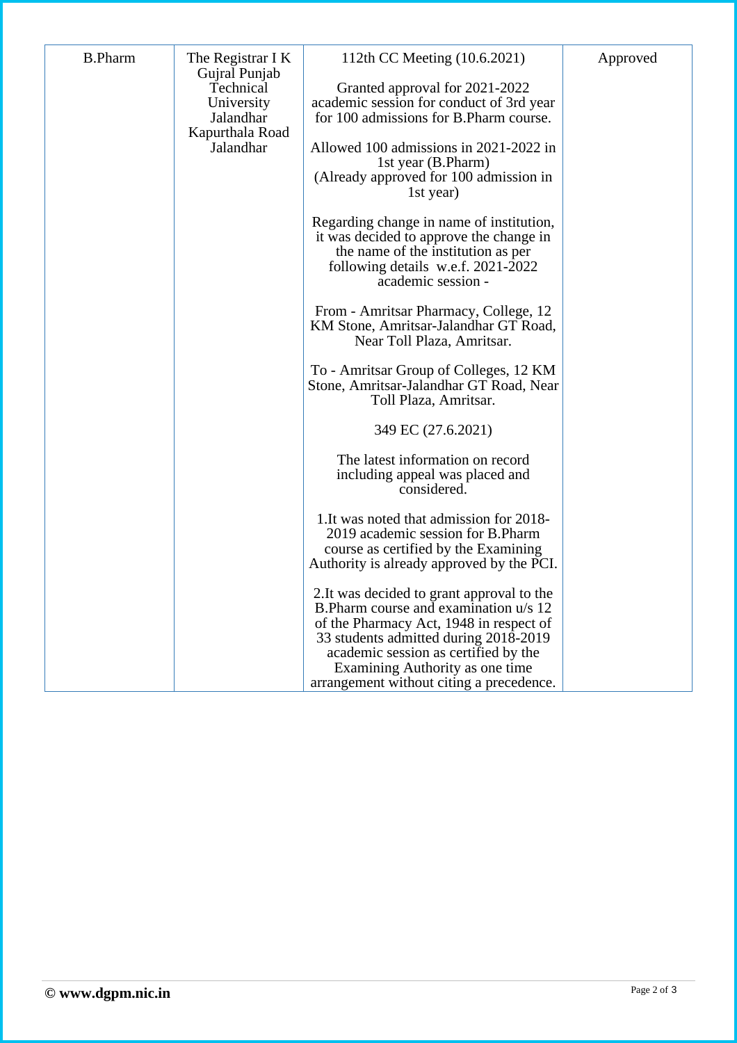| B.Pharm | The Registrar I K Gujral Punjab Technical University Jalandhar Kapurthala Road Jalandhar | 112th CC Meeting (10.6.2021)<br><br>Granted approval for 2021-2022 academic session for conduct of 3rd year for 100 admissions for B.Pharm course.<br><br>Allowed 100 admissions in 2021-2022 in 1st year (B.Pharm)<br>(Already approved for 100 admission in 1st year)<br><br>Regarding change in name of institution, it was decided to approve the change in the name of the institution as per following details w.e.f. 2021-2022 academic session -<br><br>From - Amritsar Pharmacy, College, 12 KM Stone, Amritsar-Jalandhar GT Road, Near Toll Plaza, Amritsar.<br><br>To - Amritsar Group of Colleges, 12 KM Stone, Amritsar-Jalandhar GT Road, Near Toll Plaza, Amritsar.<br><br>349 EC (27.6.2021)<br><br>The latest information on record including appeal was placed and considered.<br><br>1.It was noted that admission for 2018-2019 academic session for B.Pharm course as certified by the Examining Authority is already approved by the PCI.<br><br>2.It was decided to grant approval to the B.Pharm course and examination u/s 12 of the Pharmacy Act, 1948 in respect of 33 students admitted during 2018-2019 academic session as certified by the Examining Authority as one time arrangement without citing a precedence. | Approved |
|---|---|---|---|

© www.dgpm.nic.in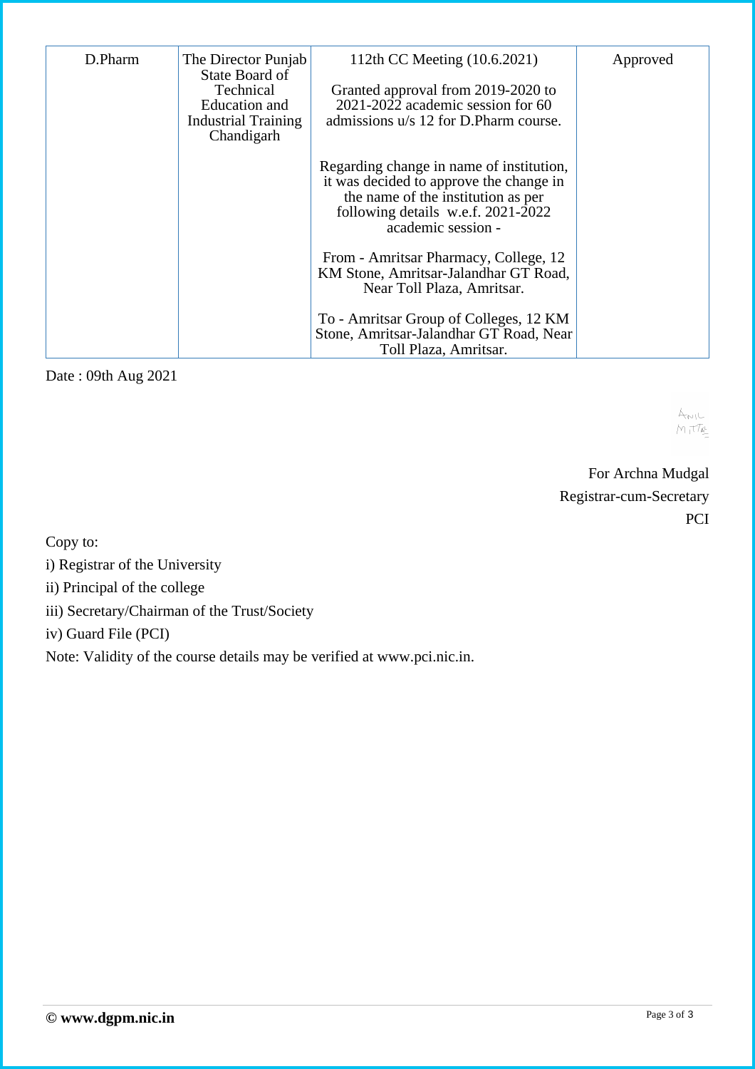| | | | |
|---|---|---|---|
| D.Pharm | The Director Punjab State Board of Technical Education and Industrial Training Chandigarh | 112th CC Meeting (10.6.2021)<br><br>Granted approval from 2019-2020 to 2021-2022 academic session for 60 admissions u/s 12 for D.Pharm course.<br><br>Regarding change in name of institution, it was decided to approve the change in the name of the institution as per following details w.e.f. 2021-2022 academic session -<br><br>From - Amritsar Pharmacy, College, 12 KM Stone, Amritsar-Jalandhar GT Road, Near Toll Plaza, Amritsar.<br><br>To - Amritsar Group of Colleges, 12 KM Stone, Amritsar-Jalandhar GT Road, Near Toll Plaza, Amritsar. | Approved |

Date : 09th Aug 2021

ANIL MITTAL

For Archna Mudgal
Registrar-cum-Secretary
PCI

Copy to:

i) Registrar of the University

ii) Principal of the college

iii) Secretary/Chairman of the Trust/Society

iv) Guard File (PCI)

Note: Validity of the course details may be verified at www.pci.nic.in.

**© www.dgpm.nic.in**